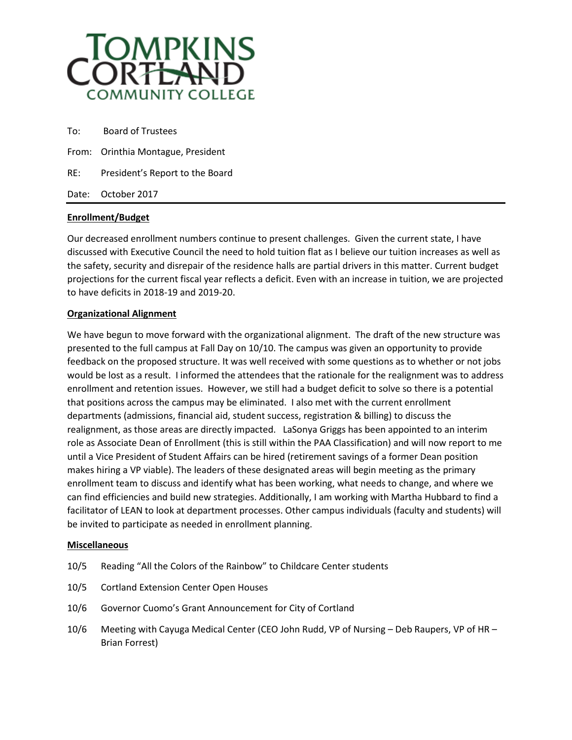# TOMPKINS CORTLAND COMMUNITY COLLEGE

To: Board of Trustees

From: Orinthia Montague, President

RE: President's Report to the Board

Date: October 2017

---

**Enrollment/Budget**

Our decreased enrollment numbers continue to present challenges. Given the current state, I have discussed with Executive Council the need to hold tuition flat as I believe our tuition increases as well as the safety, security and disrepair of the residence halls are partial drivers in this matter. Current budget projections for the current fiscal year reflects a deficit. Even with an increase in tuition, we are projected to have deficits in 2018-19 and 2019-20.

**Organizational Alignment**

We have begun to move forward with the organizational alignment. The draft of the new structure was presented to the full campus at Fall Day on 10/10. The campus was given an opportunity to provide feedback on the proposed structure. It was well received with some questions as to whether or not jobs would be lost as a result. I informed the attendees that the rationale for the realignment was to address enrollment and retention issues. However, we still had a budget deficit to solve so there is a potential that positions across the campus may be eliminated. I also met with the current enrollment departments (admissions, financial aid, student success, registration & billing) to discuss the realignment, as those areas are directly impacted. LaSonya Griggs has been appointed to an interim role as Associate Dean of Enrollment (this is still within the PAA Classification) and will now report to me until a Vice President of Student Affairs can be hired (retirement savings of a former Dean position makes hiring a VP viable). The leaders of these designated areas will begin meeting as the primary enrollment team to discuss and identify what has been working, what needs to change, and where we can find efficiencies and build new strategies. Additionally, I am working with Martha Hubbard to find a facilitator of LEAN to look at department processes. Other campus individuals (faculty and students) will be invited to participate as needed in enrollment planning.

**Miscellaneous**

10/5 Reading "All the Colors of the Rainbow" to Childcare Center students

10/5 Cortland Extension Center Open Houses

10/6 Governor Cuomo's Grant Announcement for City of Cortland

10/6 Meeting with Cayuga Medical Center (CEO John Rudd, VP of Nursing – Deb Raupers, VP of HR – Brian Forrest)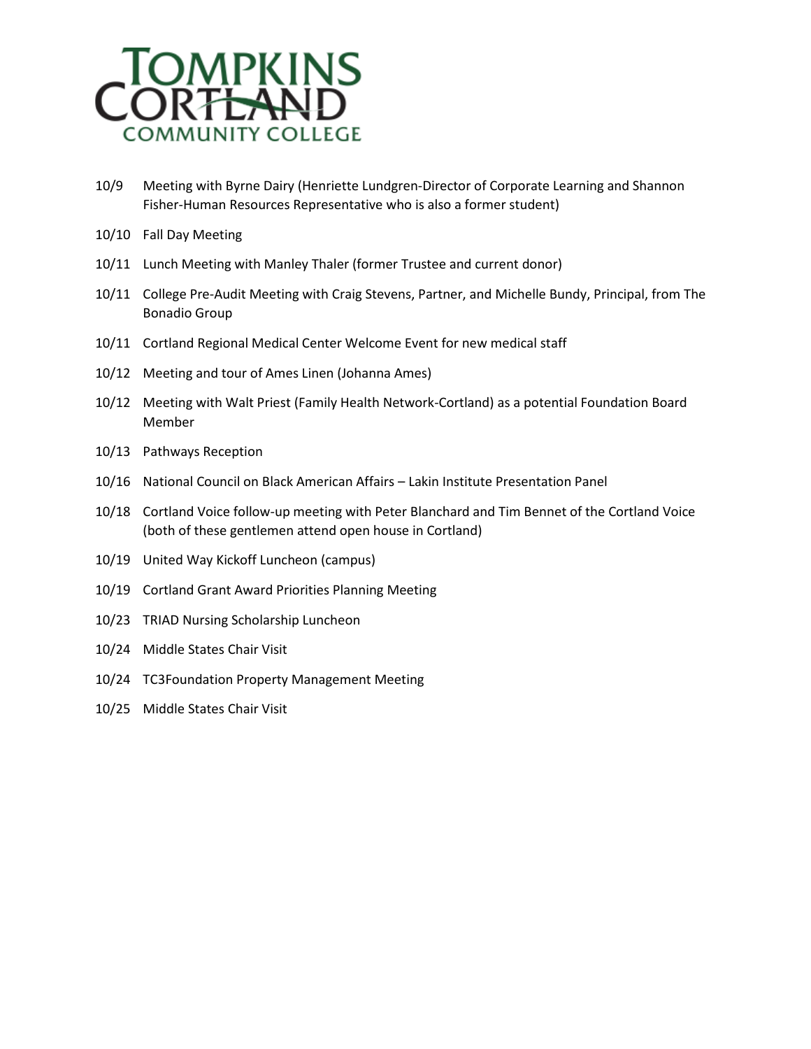# Tompkins Cortland Community College

10/9 Meeting with Byrne Dairy (Henriette Lundgren-Director of Corporate Learning and Shannon Fisher-Human Resources Representative who is also a former student)

10/10 Fall Day Meeting

10/11 Lunch Meeting with Manley Thaler (former Trustee and current donor)

10/11 College Pre-Audit Meeting with Craig Stevens, Partner, and Michelle Bundy, Principal, from The Bonadio Group

10/11 Cortland Regional Medical Center Welcome Event for new medical staff

10/12 Meeting and tour of Ames Linen (Johanna Ames)

10/12 Meeting with Walt Priest (Family Health Network-Cortland) as a potential Foundation Board Member

10/13 Pathways Reception

10/16 National Council on Black American Affairs – Lakin Institute Presentation Panel

10/18 Cortland Voice follow-up meeting with Peter Blanchard and Tim Bennet of the Cortland Voice (both of these gentlemen attend open house in Cortland)

10/19 United Way Kickoff Luncheon (campus)

10/19 Cortland Grant Award Priorities Planning Meeting

10/23 TRIAD Nursing Scholarship Luncheon

10/24 Middle States Chair Visit

10/24 TC3Foundation Property Management Meeting

10/25 Middle States Chair Visit